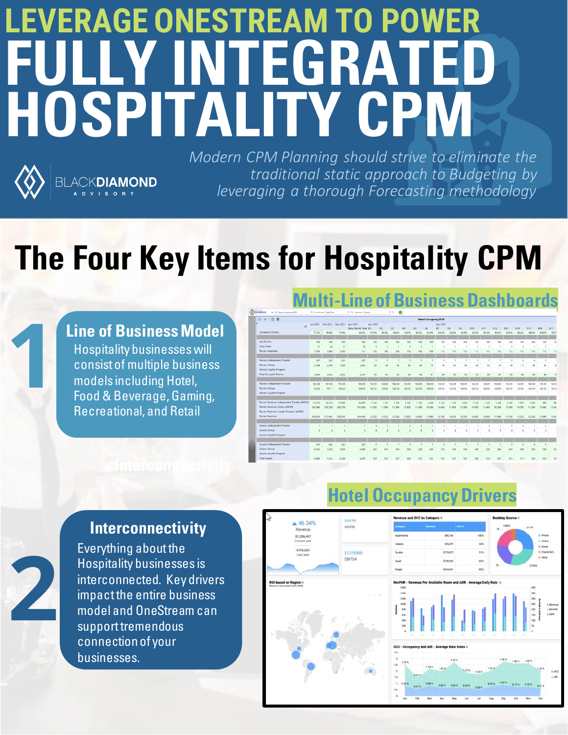# LEVERAGE ONESTREAM TO POWER FULLY INTEGRATED HOSPITALITY CPM

*Modern CPM Planning should strive to eliminate the traditional static approach to Budgeting by leveraging a thorough Forecasting methodology*

BLACKDIAMOND ADVISORY

## The Four Key Items for Hospitality CPM

### Multi-Line of Business Dashboards

### 1 Line of Business Model

Hospitality businesses will consist of multiple business models including Hotel, Food & Beverage, Gaming, Recreational, and Retail

### Hotel Occupancy Drivers

### 2 Interconnectivity

Everything about the Hospitality businesses is interconnected. Key drivers impact the entire business model and OneStream can support tremendous connection of your businesses.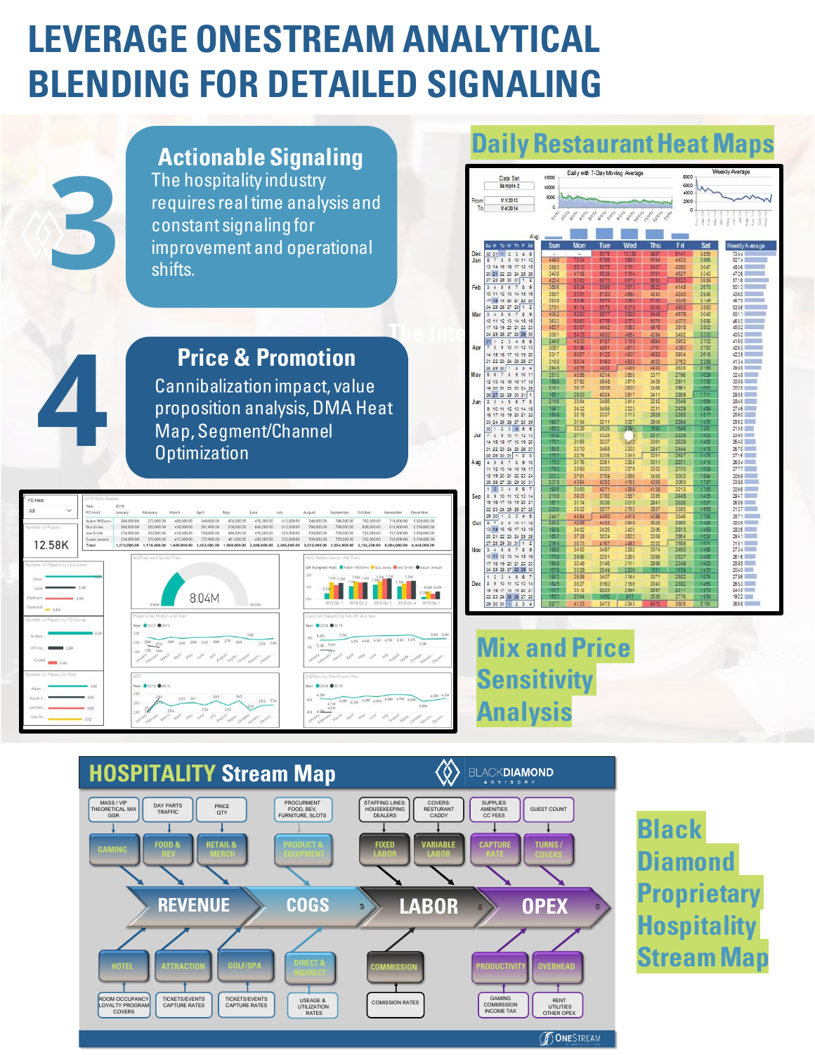# LEVERAGE ONESTREAM ANALYTICAL BLENDING FOR DETAILED SIGNALING

## 3 Actionable Signaling

The hospitality industry requires real time analysis and constant signaling for improvement and operational shifts.

## 4 Price & Promotion

Cannibalization impact, value proposition analysis, DMA Heat Map, Segment/Channel Optimization

**Daily Restaurant Heat Maps**

**Mix and Price Sensitivity Analysis**

## HOSPITALITY Stream Map

BLACKDIAMOND ADVISORY

MASS / VIP THEORETICAL MIX GGR

DAY PARTS TRAFFIC

PRICE QTY

PROCURMENT FOOD, BEV, FURNITURE, SLOTS

STAFFING LINES: HOUSEKEEPING DEALERS

COVERS: RESTURANT CADDY

SUPPLIES AMENITIES CC FEES

GUEST COUNT

GAMING

FOOD & BEV

RETAIL & MERCH

PRODUCT & EQUIPMENT

FIXED LABOR

VARIABLE LABOR

CAPTURE RATE

TURNS / COVERS

REVENUE

COGS

LABOR

OPEX

HOTEL

ATTRACTION

GOLF/SPA

DIRECT & INDIRECT

COMMISSION

PRODUCTIVITY

OVERHEAD

ROOM OCCUPANCY LOYALTY PROGRAM COVERS

TICKETS/EVENTS CAPTURE RATES

TICKETS/EVENTS CAPTURE RATES

USEAGE & UTILIZATION RATES

COMISSION RATES

GAMING COMMISSION INCOME TAX

RENT UTILITIES OTHER OPEX

ONESTREAM

**Black Diamond Proprietary Hospitality Stream Map**